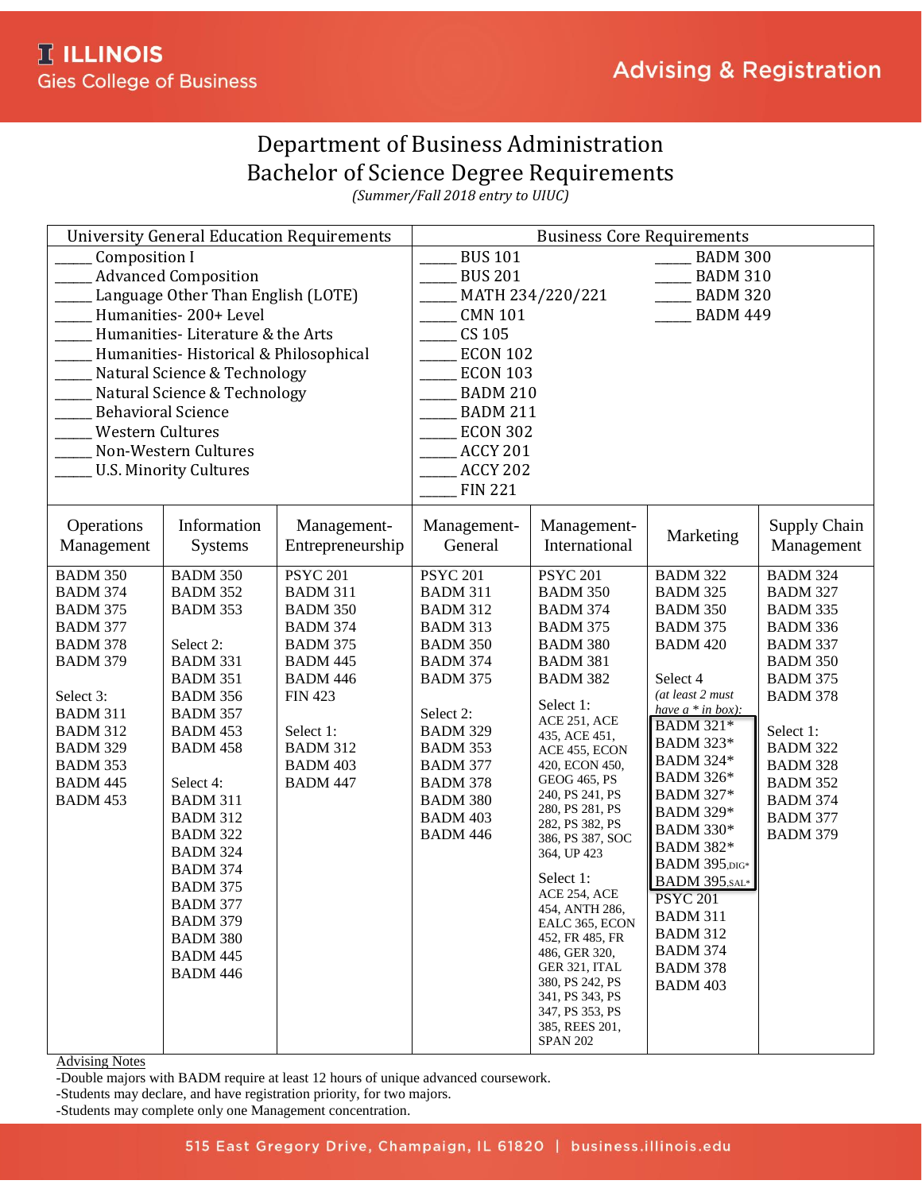ILLINOIS
Gies College of Business

Advising & Registration

# Department of Business Administration
# Bachelor of Science Degree Requirements

*(Summer/Fall 2018 entry to UIUC)*

| University General Education Requirements | Business Core Requirements | |
|---|---|---|
| _____ Composition I | _____ BUS 101 | _____ BADM 300 |
| _____ Advanced Composition | _____ BUS 201 | _____ BADM 310 |
| _____ Language Other Than English (LOTE) | _____ MATH 234/220/221 | _____ BADM 320 |
| _____ Humanities- 200+ Level | _____ CMN 101 | _____ BADM 449 |
| _____ Humanities- Literature & the Arts | _____ CS 105 | |
| _____ Humanities- Historical & Philosophical | _____ ECON 102 | |
| _____ Natural Science & Technology | _____ ECON 103 | |
| _____ Natural Science & Technology | _____ BADM 210 | |
| _____ Behavioral Science | _____ BADM 211 | |
| _____ Western Cultures | _____ ECON 302 | |
| _____ Non-Western Cultures | _____ ACCY 201 | |
| _____ U.S. Minority Cultures | _____ ACCY 202 | |
| | _____ FIN 221 | |

| Operations Management | Information Systems | Management-Entrepreneurship | Management-General | Management-International | Marketing | Supply Chain Management |
|---|---|---|---|---|---|---|
| BADM 350<br>BADM 374<br>BADM 375<br>BADM 377<br>BADM 378<br>BADM 379<br><br>Select 3:<br>BADM 311<br>BADM 312<br>BADM 329<br>BADM 353<br>BADM 445<br>BADM 453 | BADM 350<br>BADM 352<br>BADM 353<br><br>Select 2:<br>BADM 331<br>BADM 351<br>BADM 356<br>BADM 357<br>BADM 453<br>BADM 458<br><br>Select 4:<br>BADM 311<br>BADM 312<br>BADM 322<br>BADM 324<br>BADM 374<br>BADM 375<br>BADM 377<br>BADM 379<br>BADM 380<br>BADM 445<br>BADM 446 | PSYC 201<br>BADM 311<br>BADM 350<br>BADM 374<br>BADM 375<br>BADM 445<br>BADM 446<br>FIN 423<br><br>Select 1:<br>BADM 312<br>BADM 403<br>BADM 447 | PSYC 201<br>BADM 311<br>BADM 312<br>BADM 313<br>BADM 350<br>BADM 374<br>BADM 375<br><br>Select 2:<br>BADM 329<br>BADM 353<br>BADM 377<br>BADM 378<br>BADM 380<br>BADM 403<br>BADM 446 | PSYC 201<br>BADM 350<br>BADM 374<br>BADM 375<br>BADM 380<br>BADM 381<br>BADM 382<br><br>Select 1:<br>ACE 251, ACE 435, ACE 451, ACE 455, ECON 420, ECON 450, GEOG 465, PS 240, PS 241, PS 280, PS 281, PS 282, PS 382, PS 386, PS 387, SOC 364, UP 423<br><br>Select 1:<br>ACE 254, ACE 454, ANTH 286, EALC 365, ECON 452, FR 485, FR 486, GER 320, GER 321, ITAL 380, PS 242, PS 341, PS 343, PS 347, PS 353, PS 385, REES 201, SPAN 202 | BADM 322<br>BADM 325<br>BADM 350<br>BADM 375<br>BADM 420<br><br>Select 4<br>*(at least 2 must have a * in box):*<br>BADM 321*<br>BADM 323*<br>BADM 324*<br>BADM 326*<br>BADM 327*<br>BADM 329*<br>BADM 330*<br>BADM 382*<br>BADM 395,DIG*<br>BADM 395,SAL*<br>PSYC 201<br>BADM 311<br>BADM 312<br>BADM 374<br>BADM 378<br>BADM 403 | BADM 324<br>BADM 327<br>BADM 335<br>BADM 336<br>BADM 337<br>BADM 350<br>BADM 375<br>BADM 378<br><br>Select 1:<br>BADM 322<br>BADM 328<br>BADM 352<br>BADM 374<br>BADM 377<br>BADM 379 |

Advising Notes

- Double majors with BADM require at least 12 hours of unique advanced coursework.
- Students may declare, and have registration priority, for two majors.
- Students may complete only one Management concentration.

515 East Gregory Drive, Champaign, IL 61820 | business.illinois.edu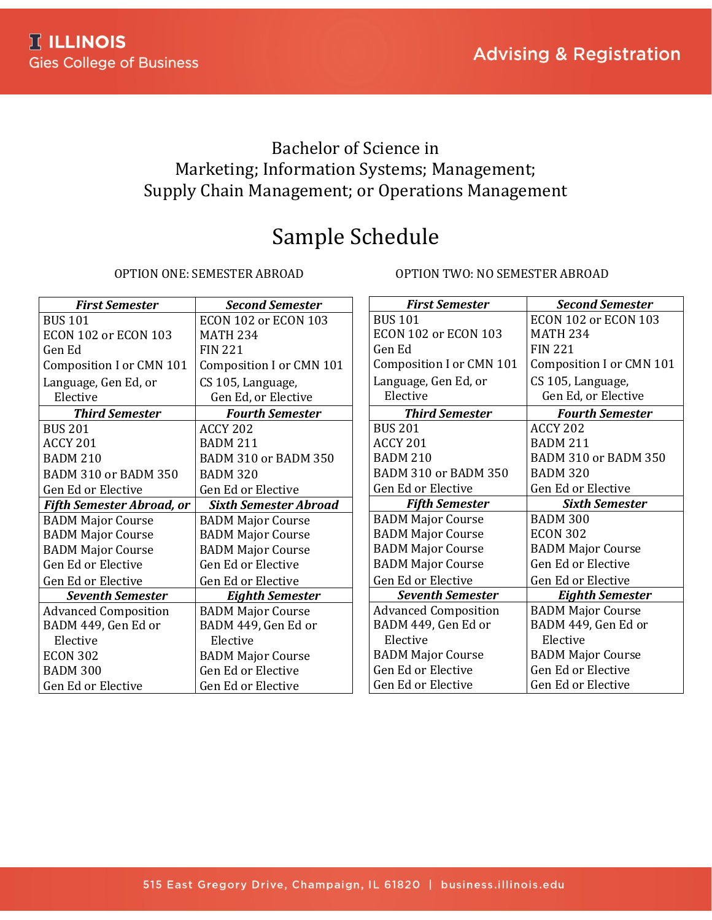Bachelor of Science in
Marketing; Information Systems; Management;
Supply Chain Management; or Operations Management

# Sample Schedule

OPTION ONE: SEMESTER ABROAD

| ***First Semester*** | ***Second Semester*** |
|---|---|
| BUS 101<br>ECON 102 or ECON 103<br>Gen Ed<br>Composition I or CMN 101<br>Language, Gen Ed, or Elective | ECON 102 or ECON 103<br>MATH 234<br>FIN 221<br>Composition I or CMN 101<br>CS 105, Language, Gen Ed, or Elective |
| ***Third Semester*** | ***Fourth Semester*** |
| BUS 201<br>ACCY 201<br>BADM 210<br>BADM 310 or BADM 350<br>Gen Ed or Elective | ACCY 202<br>BADM 211<br>BADM 310 or BADM 350<br>BADM 320<br>Gen Ed or Elective |
| ***Fifth Semester Abroad, or*** | ***Sixth Semester Abroad*** |
| BADM Major Course<br>BADM Major Course<br>BADM Major Course<br>Gen Ed or Elective<br>Gen Ed or Elective | BADM Major Course<br>BADM Major Course<br>BADM Major Course<br>Gen Ed or Elective<br>Gen Ed or Elective |
| ***Seventh Semester*** | ***Eighth Semester*** |
| Advanced Composition<br>BADM 449, Gen Ed or Elective<br>ECON 302<br>BADM 300<br>Gen Ed or Elective | BADM Major Course<br>BADM 449, Gen Ed or Elective<br>BADM Major Course<br>Gen Ed or Elective<br>Gen Ed or Elective |

OPTION TWO: NO SEMESTER ABROAD

| ***First Semester*** | ***Second Semester*** |
|---|---|
| BUS 101<br>ECON 102 or ECON 103<br>Gen Ed<br>Composition I or CMN 101<br>Language, Gen Ed, or Elective | ECON 102 or ECON 103<br>MATH 234<br>FIN 221<br>Composition I or CMN 101<br>CS 105, Language, Gen Ed, or Elective |
| ***Third Semester*** | ***Fourth Semester*** |
| BUS 201<br>ACCY 201<br>BADM 210<br>BADM 310 or BADM 350<br>Gen Ed or Elective | ACCY 202<br>BADM 211<br>BADM 310 or BADM 350<br>BADM 320<br>Gen Ed or Elective |
| ***Fifth Semester*** | ***Sixth Semester*** |
| BADM Major Course<br>BADM Major Course<br>BADM Major Course<br>BADM Major Course<br>Gen Ed or Elective | BADM 300<br>ECON 302<br>BADM Major Course<br>Gen Ed or Elective<br>Gen Ed or Elective |
| ***Seventh Semester*** | ***Eighth Semester*** |
| Advanced Composition<br>BADM 449, Gen Ed or Elective<br>BADM Major Course<br>Gen Ed or Elective<br>Gen Ed or Elective | BADM Major Course<br>BADM 449, Gen Ed or Elective<br>BADM Major Course<br>Gen Ed or Elective<br>Gen Ed or Elective |